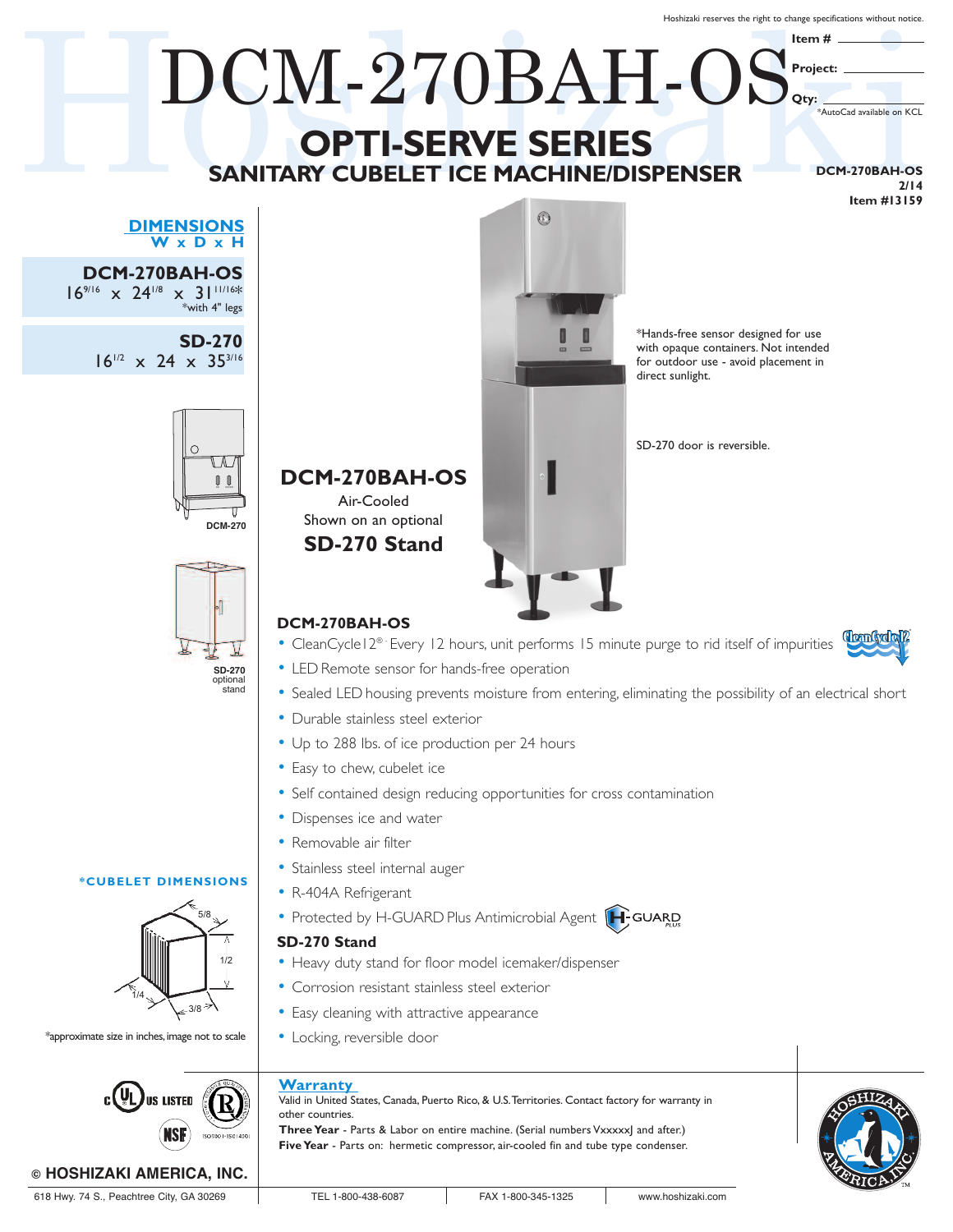Hoshizaki reserves the right to change specifications without notice.

Item # ____________

Project: ____________

Qty: ____________

*AutoCad available on KCL

# DCM-270BAH-OS

## OPTI-SERVE SERIES

## SANITARY CUBELET ICE MACHINE/DISPENSER

**DCM-270BAH-OS**
**2/14**
**Item #13159**

### DIMENSIONS
**W x D x H**

**DCM-270BAH-OS**
16 9/16 x 24 1/8 x 31 11/16*
*with 4" legs

**SD-270**
16 1/2 x 24 x 35 3/16

DCM-270

SD-270 optional stand

**DCM-270BAH-OS**
Air-Cooled
Shown on an optional
**SD-270 Stand**

*Hands-free sensor designed for use with opaque containers. Not intended for outdoor use - avoid placement in direct sunlight.

SD-270 door is reversible.

### DCM-270BAH-OS

- CleanCycle12® Every 12 hours, unit performs 15 minute purge to rid itself of impurities
- LED Remote sensor for hands-free operation
- Sealed LED housing prevents moisture from entering, eliminating the possibility of an electrical short
- Durable stainless steel exterior
- Up to 288 lbs. of ice production per 24 hours
- Easy to chew, cubelet ice
- Self contained design reducing opportunities for cross contamination
- Dispenses ice and water
- Removable air filter
- Stainless steel internal auger
- R-404A Refrigerant
- Protected by H-GUARD Plus Antimicrobial Agent

### SD-270 Stand

- Heavy duty stand for floor model icemaker/dispenser
- Corrosion resistant stainless steel exterior
- Easy cleaning with attractive appearance
- Locking, reversible door

### *CUBELET DIMENSIONS

5/8, 1/2, 1/4, 3/8

*approximate size in inches, image not to scale

### Warranty

Valid in United States, Canada, Puerto Rico, & U.S. Territories. Contact factory for warranty in other countries.

**Three Year** - Parts & Labor on entire machine. (Serial numbers VxxxxxJ and after.)

**Five Year** - Parts on: hermetic compressor, air-cooled fin and tube type condenser.

© HOSHIZAKI AMERICA, INC.

618 Hwy. 74 S., Peachtree City, GA 30269 | TEL 1-800-438-6087 | FAX 1-800-345-1325 | www.hoshizaki.com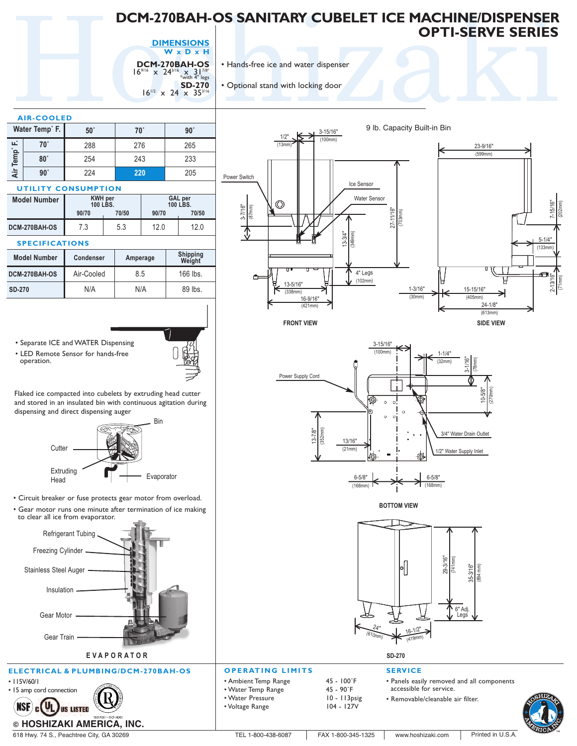# DCM-270BAH-OS SANITARY CUBELET ICE MACHINE/DISPENSER

## OPTI-SERVE SERIES

**DIMENSIONS**
**W x D x H**

**DCM-270BAH-OS**
16[9/16] x 24[3/16] x 31[7/8]
*with 4" legs

**SD-270**
16[1/2] x 24 x 35[3/16]

- Hands-free ice and water dispenser
- Optional stand with locking door

### AIR-COOLED

| | Water Temp° F. | 50° | 70° | 90° |
|---|---|---|---|---|
| Air Temp° F. | 70° | 288 | 276 | 265 |
| | 80° | 254 | 243 | 233 |
| | 90° | 224 | 220 | 205 |

### UTILITY CONSUMPTION

| Model Number | KWH per 100 LBS. | | GAL per 100 LBS. | |
|---|---|---|---|---|
| | 90/70 | 70/50 | 90/70 | 70/50 |
| DCM-270BAH-OS | 7.3 | 5.3 | 12.0 | 12.0 |

### SPECIFICATIONS

| Model Number | Condenser | Amperage | Shipping Weight |
|---|---|---|---|
| DCM-270BAH-OS | Air-Cooled | 8.5 | 166 lbs. |
| SD-270 | N/A | N/A | 89 lbs. |

- Separate ICE and WATER Dispensing
- LED Remote Sensor for hands-free operation.

Flaked ice compacted into cubelets by extruding head cutter and stored in an insulated bin with continuous agitation during dispensing and direct dispensing auger

Bin
Cutter
Extruding Head
Evaporator

- Circuit breaker or fuse protects gear motor from overload.
- Gear motor runs one minute after termination of ice making to clear all ice from evaporator.

Refrigerant Tubing
Freezing Cylinder
Stainless Steel Auger
Insulation
Gear Motor
Gear Train

EVAPORATOR

9 lb. Capacity Built-in Bin

Power Switch
Ice Sensor
Water Sensor
1/2" (13mm)
3-15/16" (100mm)
3-7/16" (87mm)
13-3/4" (349mm)
27-11/16" (703mm)
4" Legs (102mm)
13-5/16" (338mm)
16-9/16" (421mm)

FRONT VIEW

23-9/16" (599mm)
7-15/16" (202mm)
5-1/4" (133mm)
2-13/16" (71mm)
1-3/16" (30mm)
15-15/16" (405mm)
24-1/8" (613mm)

SIDE VIEW

3-15/16" (100mm)
1-1/4" (32mm)
3-1/16" (78mm)
10-5/8" (270mm)
Power Supply Cord
13-7/8" (352mm)
13/16" (21mm)
3/4" Water Drain Outlet
1/2" Water Supply Inlet
6-5/8" (168mm)
6-5/8" (168mm)

BOTTOM VIEW

29-3/16" (741mm)
35-3/16" (894 mm)
6" Adj. Legs
24" (610mm)
16-1/2" (419mm)

SD-270

### ELECTRICAL & PLUMBING/DCM-270BAH-OS

- 115V/60/1
- 15 amp cord connection

NSF c UL us LISTED

### OPERATING LIMITS

| | |
|---|---|
| • Ambient Temp Range | 45 - 100˚F |
| • Water Temp Range | 45 - 90˚F |
| • Water Pressure | 10 - 113psig |
| • Voltage Range | 104 - 127V |

### SERVICE

- Panels easily removed and all components accessible for service.
- Removable/cleanable air filter.

© HOSHIZAKI AMERICA, INC.
618 Hwy. 74 S., Peachtree City, GA 30269 | TEL 1-800-438-6087 | FAX 1-800-345-1325 | www.hoshizaki.com | Printed in U.S.A.